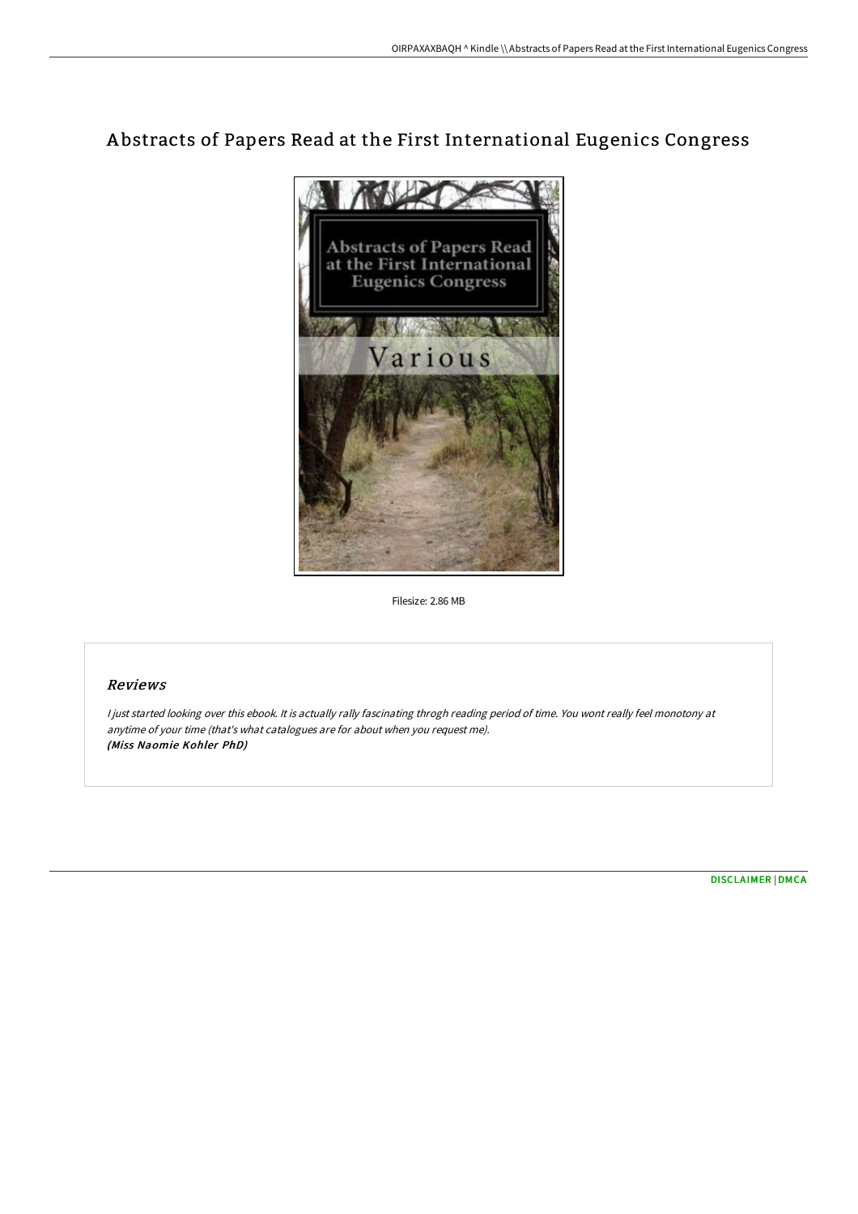# Abstracts of Papers Read at the First International Eugenics Congress

Filesize: 2.86 MB

## Reviews

*I just started looking over this ebook. It is actually rally fascinating throgh reading period of time. You wont really feel monotony at anytime of your time (that's what catalogues are for about when you request me).*
***(Miss Naomie Kohler PhD)***

DISCLAIMER | DMCA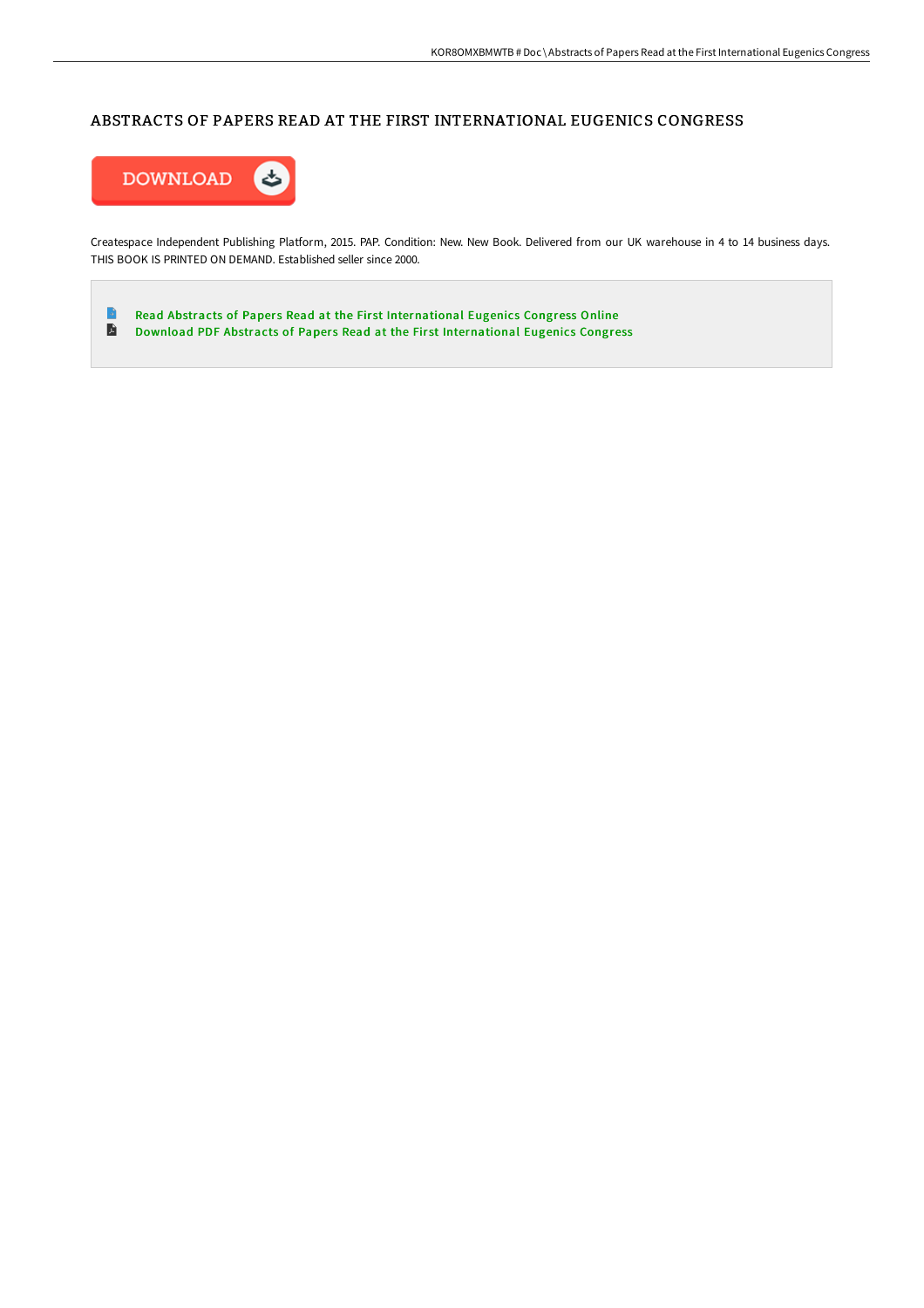# ABSTRACTS OF PAPERS READ AT THE FIRST INTERNATIONAL EUGENICS CONGRESS

DOWNLOAD

Createspace Independent Publishing Platform, 2015. PAP. Condition: New. New Book. Delivered from our UK warehouse in 4 to 14 business days. THIS BOOK IS PRINTED ON DEMAND. Established seller since 2000.

- Read Abstracts of Papers Read at the First International Eugenics Congress Online
- Download PDF Abstracts of Papers Read at the First International Eugenics Congress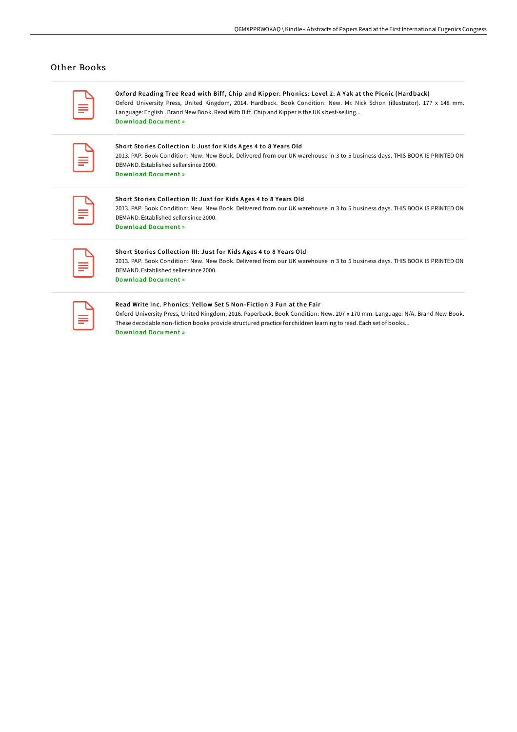## Other Books

**Oxford Reading Tree Read with Biff, Chip and Kipper: Phonics: Level 2: A Yak at the Picnic (Hardback)**
Oxford University Press, United Kingdom, 2014. Hardback. Book Condition: New. Mr. Nick Schon (illustrator). 177 x 148 mm. Language: English . Brand New Book. Read With Biff, Chip and Kipper is the UK s best-selling...
Download Document »

**Short Stories Collection I: Just for Kids Ages 4 to 8 Years Old**
2013. PAP. Book Condition: New. New Book. Delivered from our UK warehouse in 3 to 5 business days. THIS BOOK IS PRINTED ON DEMAND. Established seller since 2000.
Download Document »

**Short Stories Collection II: Just for Kids Ages 4 to 8 Years Old**
2013. PAP. Book Condition: New. New Book. Delivered from our UK warehouse in 3 to 5 business days. THIS BOOK IS PRINTED ON DEMAND. Established seller since 2000.
Download Document »

**Short Stories Collection III: Just for Kids Ages 4 to 8 Years Old**
2013. PAP. Book Condition: New. New Book. Delivered from our UK warehouse in 3 to 5 business days. THIS BOOK IS PRINTED ON DEMAND. Established seller since 2000.
Download Document »

**Read Write Inc. Phonics: Yellow Set 5 Non-Fiction 3 Fun at the Fair**
Oxford University Press, United Kingdom, 2016. Paperback. Book Condition: New. 207 x 170 mm. Language: N/A. Brand New Book. These decodable non-fiction books provide structured practice for children learning to read. Each set of books...
Download Document »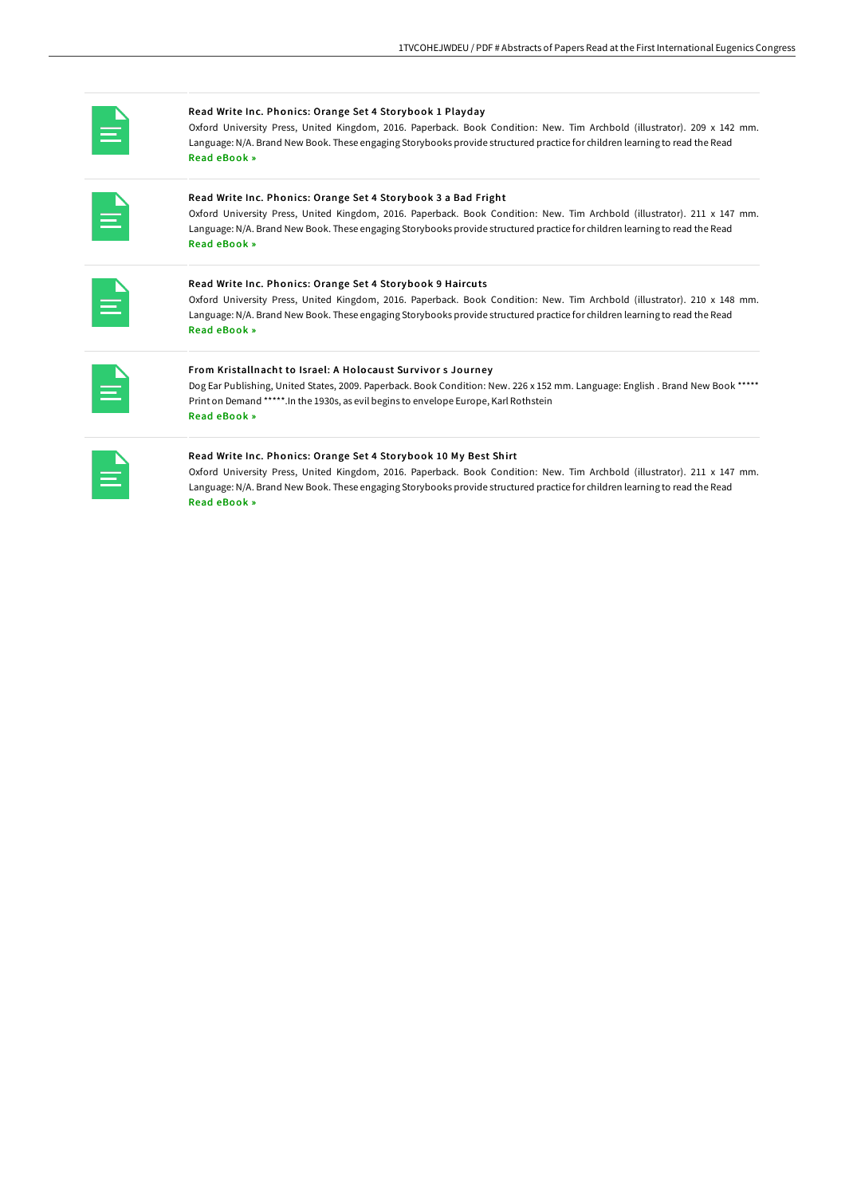### Read Write Inc. Phonics: Orange Set 4 Storybook 1 Playday

Oxford University Press, United Kingdom, 2016. Paperback. Book Condition: New. Tim Archbold (illustrator). 209 x 142 mm. Language: N/A. Brand New Book. These engaging Storybooks provide structured practice for children learning to read the Read
Read eBook »

### Read Write Inc. Phonics: Orange Set 4 Storybook 3 a Bad Fright

Oxford University Press, United Kingdom, 2016. Paperback. Book Condition: New. Tim Archbold (illustrator). 211 x 147 mm. Language: N/A. Brand New Book. These engaging Storybooks provide structured practice for children learning to read the Read
Read eBook »

### Read Write Inc. Phonics: Orange Set 4 Storybook 9 Haircuts

Oxford University Press, United Kingdom, 2016. Paperback. Book Condition: New. Tim Archbold (illustrator). 210 x 148 mm. Language: N/A. Brand New Book. These engaging Storybooks provide structured practice for children learning to read the Read
Read eBook »

### From Kristallnacht to Israel: A Holocaust Survivor s Journey

Dog Ear Publishing, United States, 2009. Paperback. Book Condition: New. 226 x 152 mm. Language: English . Brand New Book ***** Print on Demand *****.In the 1930s, as evil begins to envelope Europe, Karl Rothstein
Read eBook »

### Read Write Inc. Phonics: Orange Set 4 Storybook 10 My Best Shirt

Oxford University Press, United Kingdom, 2016. Paperback. Book Condition: New. Tim Archbold (illustrator). 211 x 147 mm. Language: N/A. Brand New Book. These engaging Storybooks provide structured practice for children learning to read the Read
Read eBook »